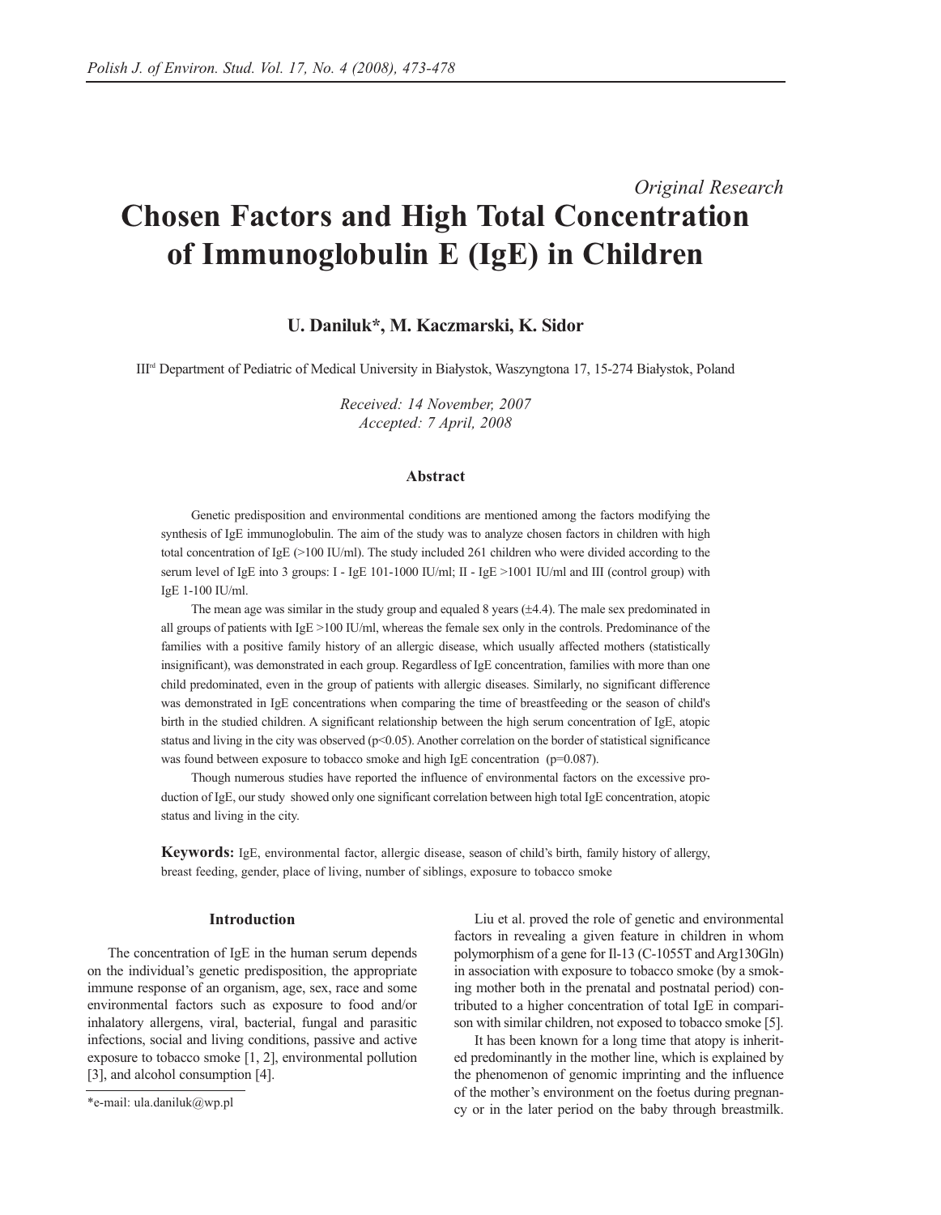*Original Research*

# Chosen Factors and High Total Concentration of Immunoglobulin E (IgE) in Children

**U. Daniluk\*, M. Kaczmarski, K. Sidor**

III[rd] Department of Pediatric of Medical University in Białystok, Waszyngtona 17, 15-274 Białystok, Poland

*Received: 14 November, 2007*
*Accepted: 7 April, 2008*

## Abstract

Genetic predisposition and environmental conditions are mentioned among the factors modifying the synthesis of IgE immunoglobulin. The aim of the study was to analyze chosen factors in children with high total concentration of IgE (>100 IU/ml). The study included 261 children who were divided according to the serum level of IgE into 3 groups: I - IgE 101-1000 IU/ml; II - IgE >1001 IU/ml and III (control group) with IgE 1-100 IU/ml.

The mean age was similar in the study group and equaled 8 years (±4.4). The male sex predominated in all groups of patients with IgE >100 IU/ml, whereas the female sex only in the controls. Predominance of the families with a positive family history of an allergic disease, which usually affected mothers (statistically insignificant), was demonstrated in each group. Regardless of IgE concentration, families with more than one child predominated, even in the group of patients with allergic diseases. Similarly, no significant difference was demonstrated in IgE concentrations when comparing the time of breastfeeding or the season of child's birth in the studied children. A significant relationship between the high serum concentration of IgE, atopic status and living in the city was observed ($p<0.05$). Another correlation on the border of statistical significance was found between exposure to tobacco smoke and high IgE concentration ($p=0.087$).

Though numerous studies have reported the influence of environmental factors on the excessive production of IgE, our study showed only one significant correlation between high total IgE concentration, atopic status and living in the city.

**Keywords:** IgE, environmental factor, allergic disease, season of child's birth, family history of allergy, breast feeding, gender, place of living, number of siblings, exposure to tobacco smoke

## Introduction

The concentration of IgE in the human serum depends on the individual's genetic predisposition, the appropriate immune response of an organism, age, sex, race and some environmental factors such as exposure to food and/or inhalatory allergens, viral, bacterial, fungal and parasitic infections, social and living conditions, passive and active exposure to tobacco smoke [1, 2], environmental pollution [3], and alcohol consumption [4].

Liu et al. proved the role of genetic and environmental factors in revealing a given feature in children in whom polymorphism of a gene for Il-13 (C-1055T and Arg130Gln) in association with exposure to tobacco smoke (by a smoking mother both in the prenatal and postnatal period) contributed to a higher concentration of total IgE in comparison with similar children, not exposed to tobacco smoke [5].

It has been known for a long time that atopy is inherited predominantly in the mother line, which is explained by the phenomenon of genomic imprinting and the influence of the mother's environment on the foetus during pregnancy or in the later period on the baby through breastmilk.

\*e-mail: ula.daniluk@wp.pl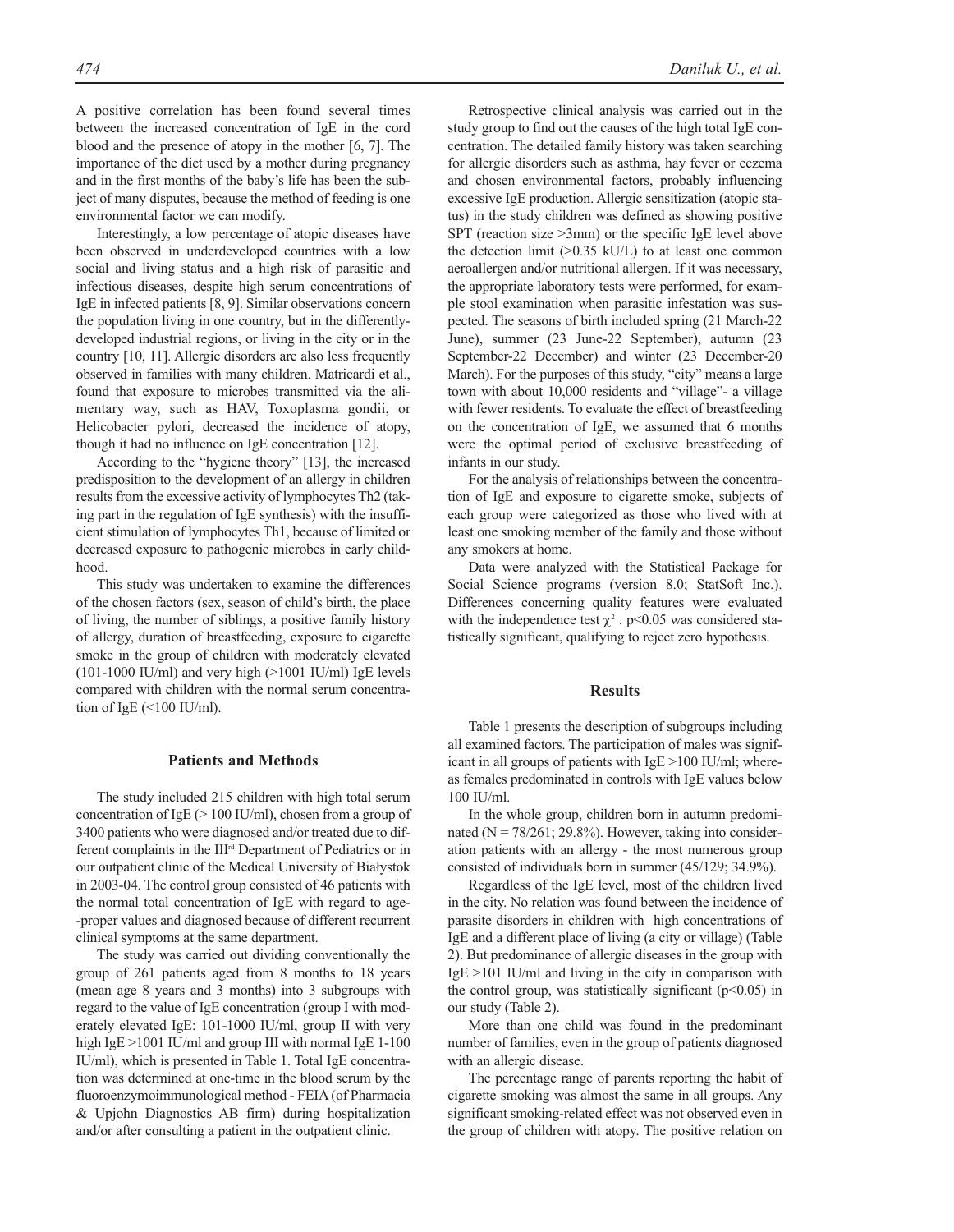A positive correlation has been found several times between the increased concentration of IgE in the cord blood and the presence of atopy in the mother [6, 7]. The importance of the diet used by a mother during pregnancy and in the first months of the baby's life has been the subject of many disputes, because the method of feeding is one environmental factor we can modify.

Interestingly, a low percentage of atopic diseases have been observed in underdeveloped countries with a low social and living status and a high risk of parasitic and infectious diseases, despite high serum concentrations of IgE in infected patients [8, 9]. Similar observations concern the population living in one country, but in the differently-developed industrial regions, or living in the city or in the country [10, 11]. Allergic disorders are also less frequently observed in families with many children. Matricardi et al., found that exposure to microbes transmitted via the alimentary way, such as HAV, Toxoplasma gondii, or Helicobacter pylori, decreased the incidence of atopy, though it had no influence on IgE concentration [12].

According to the "hygiene theory" [13], the increased predisposition to the development of an allergy in children results from the excessive activity of lymphocytes Th2 (taking part in the regulation of IgE synthesis) with the insufficient stimulation of lymphocytes Th1, because of limited or decreased exposure to pathogenic microbes in early childhood.

This study was undertaken to examine the differences of the chosen factors (sex, season of child's birth, the place of living, the number of siblings, a positive family history of allergy, duration of breastfeeding, exposure to cigarette smoke in the group of children with moderately elevated (101-1000 IU/ml) and very high (>1001 IU/ml) IgE levels compared with children with the normal serum concentration of IgE (<100 IU/ml).

## Patients and Methods

The study included 215 children with high total serum concentration of IgE (> 100 IU/ml), chosen from a group of 3400 patients who were diagnosed and/or treated due to different complaints in the III[rd] Department of Pediatrics or in our outpatient clinic of the Medical University of Białystok in 2003-04. The control group consisted of 46 patients with the normal total concentration of IgE with regard to age--proper values and diagnosed because of different recurrent clinical symptoms at the same department.

The study was carried out dividing conventionally the group of 261 patients aged from 8 months to 18 years (mean age 8 years and 3 months) into 3 subgroups with regard to the value of IgE concentration (group I with moderately elevated IgE: 101-1000 IU/ml, group II with very high IgE >1001 IU/ml and group III with normal IgE 1-100 IU/ml), which is presented in Table 1. Total IgE concentration was determined at one-time in the blood serum by the fluoroenzymoimmunological method - FEIA (of Pharmacia & Upjohn Diagnostics AB firm) during hospitalization and/or after consulting a patient in the outpatient clinic.

Retrospective clinical analysis was carried out in the study group to find out the causes of the high total IgE concentration. The detailed family history was taken searching for allergic disorders such as asthma, hay fever or eczema and chosen environmental factors, probably influencing excessive IgE production. Allergic sensitization (atopic status) in the study children was defined as showing positive SPT (reaction size >3mm) or the specific IgE level above the detection limit (>0.35 kU/L) to at least one common aeroallergen and/or nutritional allergen. If it was necessary, the appropriate laboratory tests were performed, for example stool examination when parasitic infestation was suspected. The seasons of birth included spring (21 March-22 June), summer (23 June-22 September), autumn (23 September-22 December) and winter (23 December-20 March). For the purposes of this study, "city" means a large town with about 10,000 residents and "village"- a village with fewer residents. To evaluate the effect of breastfeeding on the concentration of IgE, we assumed that 6 months were the optimal period of exclusive breastfeeding of infants in our study.

For the analysis of relationships between the concentration of IgE and exposure to cigarette smoke, subjects of each group were categorized as those who lived with at least one smoking member of the family and those without any smokers at home.

Data were analyzed with the Statistical Package for Social Science programs (version 8.0; StatSoft Inc.). Differences concerning quality features were evaluated with the independence test $\chi^2$ . $p<0.05$ was considered statistically significant, qualifying to reject zero hypothesis.

## Results

Table 1 presents the description of subgroups including all examined factors. The participation of males was significant in all groups of patients with IgE >100 IU/ml; whereas females predominated in controls with IgE values below 100 IU/ml.

In the whole group, children born in autumn predominated (N = 78/261; 29.8%). However, taking into consideration patients with an allergy - the most numerous group consisted of individuals born in summer (45/129; 34.9%).

Regardless of the IgE level, most of the children lived in the city. No relation was found between the incidence of parasite disorders in children with high concentrations of IgE and a different place of living (a city or village) (Table 2). But predominance of allergic diseases in the group with IgE >101 IU/ml and living in the city in comparison with the control group, was statistically significant ($p<0.05$) in our study (Table 2).

More than one child was found in the predominant number of families, even in the group of patients diagnosed with an allergic disease.

The percentage range of parents reporting the habit of cigarette smoking was almost the same in all groups. Any significant smoking-related effect was not observed even in the group of children with atopy. The positive relation on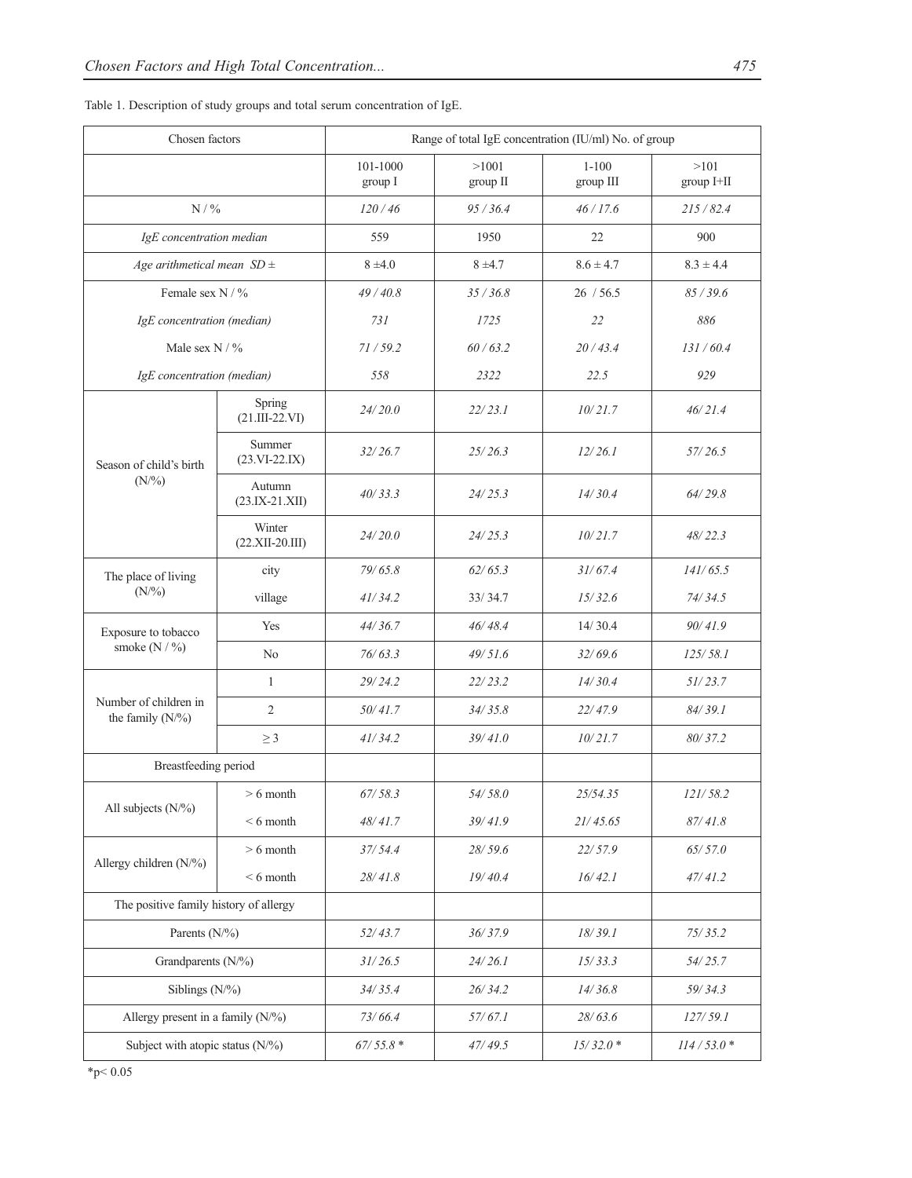Table 1. Description of study groups and total serum concentration of IgE.

| Chosen factors | | Range of total IgE concentration (IU/ml) No. of group | | | |
|---|---|---|---|---|---|
| | | 101-1000 group I | >1001 group II | 1-100 group III | >101 group I+II |
| N / % | | *120 / 46* | *95 / 36.4* | *46 / 17.6* | *215 / 82.4* |
| *IgE concentration median* | | 559 | 1950 | 22 | 900 |
| *Age arithmetical mean SD ±* | | 8 ±4.0 | 8 ±4.7 | 8.6 ± 4.7 | 8.3 ± 4.4 |
| Female sex N / % | | *49 / 40.8* | *35 / 36.8* | 26 / 56.5 | *85 / 39.6* |
| *IgE concentration (median)* | | *731* | *1725* | *22* | *886* |
| Male sex N / % | | *71 / 59.2* | *60 / 63.2* | *20 / 43.4* | *131 / 60.4* |
| *IgE concentration (median)* | | *558* | *2322* | *22.5* | *929* |
| Season of child's birth (N/%) | Spring (21.III-22.VI) | *24/ 20.0* | *22/ 23.1* | *10/ 21.7* | *46/ 21.4* |
| | Summer (23.VI-22.IX) | *32/ 26.7* | *25/ 26.3* | *12/ 26.1* | *57/ 26.5* |
| | Autumn (23.IX-21.XII) | *40/ 33.3* | *24/ 25.3* | *14/ 30.4* | *64/ 29.8* |
| | Winter (22.XII-20.III) | *24/ 20.0* | *24/ 25.3* | *10/ 21.7* | *48/ 22.3* |
| The place of living (N/%) | city | *79/ 65.8* | *62/ 65.3* | *31/ 67.4* | *141/ 65.5* |
| | village | *41/ 34.2* | 33/ 34.7 | *15/ 32.6* | *74/ 34.5* |
| Exposure to tobacco smoke (N / %) | Yes | *44/ 36.7* | *46/ 48.4* | 14/ 30.4 | *90/ 41.9* |
| | No | *76/ 63.3* | *49/ 51.6* | *32/ 69.6* | *125/ 58.1* |
| Number of children in the family (N/%) | 1 | *29/ 24.2* | *22/ 23.2* | *14/ 30.4* | *51/ 23.7* |
| | 2 | *50/ 41.7* | *34/ 35.8* | *22/ 47.9* | *84/ 39.1* |
| | ≥ 3 | *41/ 34.2* | *39/ 41.0* | *10/ 21.7* | *80/ 37.2* |
| Breastfeeding period | | | | | |
| All subjects (N/%) | > 6 month | *67/ 58.3* | *54/ 58.0* | *25/54.35* | *121/ 58.2* |
| | < 6 month | *48/ 41.7* | *39/ 41.9* | *21/ 45.65* | *87/ 41.8* |
| Allergy children (N/%) | > 6 month | *37/ 54.4* | *28/ 59.6* | *22/ 57.9* | *65/ 57.0* |
| | < 6 month | *28/ 41.8* | *19/ 40.4* | *16/ 42.1* | *47/ 41.2* |
| The positive family history of allergy | | | | | |
| Parents (N/%) | | *52/ 43.7* | *36/ 37.9* | *18/ 39.1* | *75/ 35.2* |
| Grandparents (N/%) | | *31/ 26.5* | *24/ 26.1* | *15/ 33.3* | *54/ 25.7* |
| Siblings (N/%) | | *34/ 35.4* | *26/ 34.2* | *14/ 36.8* | *59/ 34.3* |
| Allergy present in a family (N/%) | | *73/ 66.4* | *57/ 67.1* | *28/ 63.6* | *127/ 59.1* |
| Subject with atopic status (N/%) | | *67/ 55.8 ** | *47/ 49.5* | *15/ 32.0 ** | *114 / 53.0 ** |

*$p < 0.05$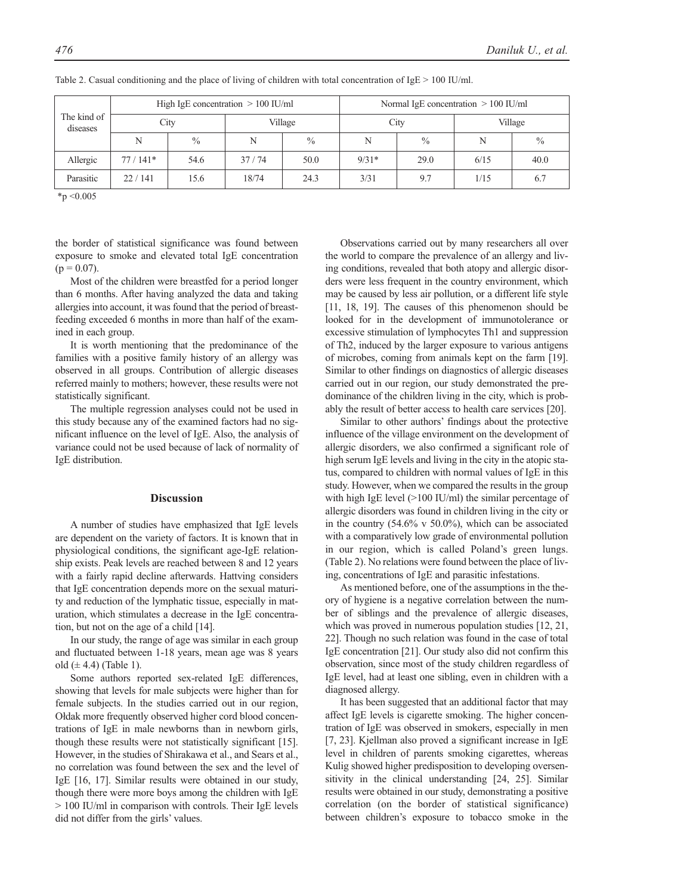Table 2. Casual conditioning and the place of living of children with total concentration of IgE > 100 IU/ml.

| The kind of diseases | High IgE concentration > 100 IU/ml | | | | Normal IgE concentration > 100 IU/ml | | | |
|---|---|---|---|---|---|---|---|---|
| | City | | Village | | City | | Village | |
| | N | % | N | % | N | % | N | % |
| Allergic | 77 / 141* | 54.6 | 37 / 74 | 50.0 | 9/31* | 29.0 | 6/15 | 40.0 |
| Parasitic | 22 / 141 | 15.6 | 18/74 | 24.3 | 3/31 | 9.7 | 1/15 | 6.7 |

*p <0.005

the border of statistical significance was found between exposure to smoke and elevated total IgE concentration ($p = 0.07$).

Most of the children were breastfed for a period longer than 6 months. After having analyzed the data and taking allergies into account, it was found that the period of breastfeeding exceeded 6 months in more than half of the examined in each group.

It is worth mentioning that the predominance of the families with a positive family history of an allergy was observed in all groups. Contribution of allergic diseases referred mainly to mothers; however, these results were not statistically significant.

The multiple regression analyses could not be used in this study because any of the examined factors had no significant influence on the level of IgE. Also, the analysis of variance could not be used because of lack of normality of IgE distribution.

## Discussion

A number of studies have emphasized that IgE levels are dependent on the variety of factors. It is known that in physiological conditions, the significant age-IgE relationship exists. Peak levels are reached between 8 and 12 years with a fairly rapid decline afterwards. Hattving considers that IgE concentration depends more on the sexual maturity and reduction of the lymphatic tissue, especially in maturation, which stimulates a decrease in the IgE concentration, but not on the age of a child [14].

In our study, the range of age was similar in each group and fluctuated between 1-18 years, mean age was 8 years old (± 4.4) (Table 1).

Some authors reported sex-related IgE differences, showing that levels for male subjects were higher than for female subjects. In the studies carried out in our region, Ołdak more frequently observed higher cord blood concentrations of IgE in male newborns than in newborn girls, though these results were not statistically significant [15]. However, in the studies of Shirakawa et al., and Sears et al., no correlation was found between the sex and the level of IgE [16, 17]. Similar results were obtained in our study, though there were more boys among the children with IgE > 100 IU/ml in comparison with controls. Their IgE levels did not differ from the girls' values.

Observations carried out by many researchers all over the world to compare the prevalence of an allergy and living conditions, revealed that both atopy and allergic disorders were less frequent in the country environment, which may be caused by less air pollution, or a different life style [11, 18, 19]. The causes of this phenomenon should be looked for in the development of immunotolerance or excessive stimulation of lymphocytes Th1 and suppression of Th2, induced by the larger exposure to various antigens of microbes, coming from animals kept on the farm [19]. Similar to other findings on diagnostics of allergic diseases carried out in our region, our study demonstrated the predominance of the children living in the city, which is probably the result of better access to health care services [20].

Similar to other authors' findings about the protective influence of the village environment on the development of allergic disorders, we also confirmed a significant role of high serum IgE levels and living in the city in the atopic status, compared to children with normal values of IgE in this study. However, when we compared the results in the group with high IgE level (>100 IU/ml) the similar percentage of allergic disorders was found in children living in the city or in the country (54.6% v 50.0%), which can be associated with a comparatively low grade of environmental pollution in our region, which is called Poland's green lungs. (Table 2). No relations were found between the place of living, concentrations of IgE and parasitic infestations.

As mentioned before, one of the assumptions in the theory of hygiene is a negative correlation between the number of siblings and the prevalence of allergic diseases, which was proved in numerous population studies [12, 21, 22]. Though no such relation was found in the case of total IgE concentration [21]. Our study also did not confirm this observation, since most of the study children regardless of IgE level, had at least one sibling, even in children with a diagnosed allergy.

It has been suggested that an additional factor that may affect IgE levels is cigarette smoking. The higher concentration of IgE was observed in smokers, especially in men [7, 23]. Kjellman also proved a significant increase in IgE level in children of parents smoking cigarettes, whereas Kulig showed higher predisposition to developing oversensitivity in the clinical understanding [24, 25]. Similar results were obtained in our study, demonstrating a positive correlation (on the border of statistical significance) between children's exposure to tobacco smoke in the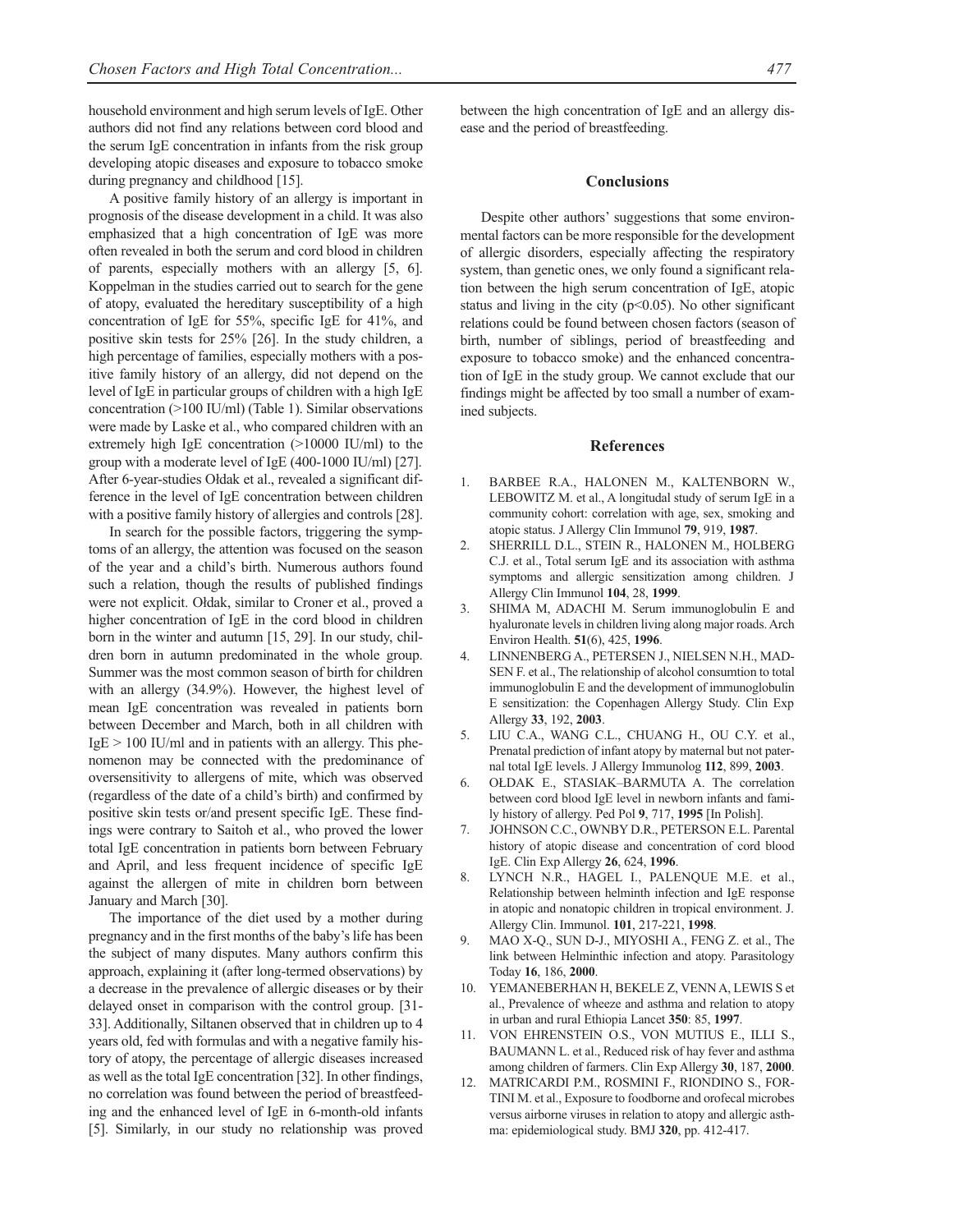household environment and high serum levels of IgE. Other authors did not find any relations between cord blood and the serum IgE concentration in infants from the risk group developing atopic diseases and exposure to tobacco smoke during pregnancy and childhood [15].

A positive family history of an allergy is important in prognosis of the disease development in a child. It was also emphasized that a high concentration of IgE was more often revealed in both the serum and cord blood in children of parents, especially mothers with an allergy [5, 6]. Koppelman in the studies carried out to search for the gene of atopy, evaluated the hereditary susceptibility of a high concentration of IgE for 55%, specific IgE for 41%, and positive skin tests for 25% [26]. In the study children, a high percentage of families, especially mothers with a positive family history of an allergy, did not depend on the level of IgE in particular groups of children with a high IgE concentration (>100 IU/ml) (Table 1). Similar observations were made by Laske et al., who compared children with an extremely high IgE concentration (>10000 IU/ml) to the group with a moderate level of IgE (400-1000 IU/ml) [27]. After 6-year-studies Ołdak et al., revealed a significant difference in the level of IgE concentration between children with a positive family history of allergies and controls [28].

In search for the possible factors, triggering the symptoms of an allergy, the attention was focused on the season of the year and a child's birth. Numerous authors found such a relation, though the results of published findings were not explicit. Ołdak, similar to Croner et al., proved a higher concentration of IgE in the cord blood in children born in the winter and autumn [15, 29]. In our study, children born in autumn predominated in the whole group. Summer was the most common season of birth for children with an allergy (34.9%). However, the highest level of mean IgE concentration was revealed in patients born between December and March, both in all children with IgE > 100 IU/ml and in patients with an allergy. This phenomenon may be connected with the predominance of oversensitivity to allergens of mite, which was observed (regardless of the date of a child's birth) and confirmed by positive skin tests or/and present specific IgE. These findings were contrary to Saitoh et al., who proved the lower total IgE concentration in patients born between February and April, and less frequent incidence of specific IgE against the allergen of mite in children born between January and March [30].

The importance of the diet used by a mother during pregnancy and in the first months of the baby's life has been the subject of many disputes. Many authors confirm this approach, explaining it (after long-termed observations) by a decrease in the prevalence of allergic diseases or by their delayed onset in comparison with the control group. [31-33]. Additionally, Siltanen observed that in children up to 4 years old, fed with formulas and with a negative family history of atopy, the percentage of allergic diseases increased as well as the total IgE concentration [32]. In other findings, no correlation was found between the period of breastfeeding and the enhanced level of IgE in 6-month-old infants [5]. Similarly, in our study no relationship was proved between the high concentration of IgE and an allergy disease and the period of breastfeeding.

## Conclusions

Despite other authors' suggestions that some environmental factors can be more responsible for the development of allergic disorders, especially affecting the respiratory system, than genetic ones, we only found a significant relation between the high serum concentration of IgE, atopic status and living in the city ($p<0.05$). No other significant relations could be found between chosen factors (season of birth, number of siblings, period of breastfeeding and exposure to tobacco smoke) and the enhanced concentration of IgE in the study group. We cannot exclude that our findings might be affected by too small a number of examined subjects.

## References

1. BARBEE R.A., HALONEN M., KALTENBORN W., LEBOWITZ M. et al., A longitudal study of serum IgE in a community cohort: correlation with age, sex, smoking and atopic status. J Allergy Clin Immunol **79**, 919, **1987**.
2. SHERRILL D.L., STEIN R., HALONEN M., HOLBERG C.J. et al., Total serum IgE and its association with asthma symptoms and allergic sensitization among children. J Allergy Clin Immunol **104**, 28, **1999**.
3. SHIMA M, ADACHI M. Serum immunoglobulin E and hyaluronate levels in children living along major roads. Arch Environ Health. **51**(6), 425, **1996**.
4. LINNENBERG A., PETERSEN J., NIELSEN N.H., MADSEN F. et al., The relationship of alcohol consumtion to total immunoglobulin E and the development of immunoglobulin E sensitization: the Copenhagen Allergy Study. Clin Exp Allergy **33**, 192, **2003**.
5. LIU C.A., WANG C.L., CHUANG H., OU C.Y. et al., Prenatal prediction of infant atopy by maternal but not paternal total IgE levels. J Allergy Immunolog **112**, 899, **2003**.
6. OŁDAK E., STASIAK–BARMUTA A. The correlation between cord blood IgE level in newborn infants and family history of allergy. Ped Pol **9**, 717, **1995** [In Polish].
7. JOHNSON C.C., OWNBY D.R., PETERSON E.L. Parental history of atopic disease and concentration of cord blood IgE. Clin Exp Allergy **26**, 624, **1996**.
8. LYNCH N.R., HAGEL I., PALENQUE M.E. et al., Relationship between helminth infection and IgE response in atopic and nonatopic children in tropical environment. J. Allergy Clin. Immunol. **101**, 217-221, **1998**.
9. MAO X-Q., SUN D-J., MIYOSHI A., FENG Z. et al., The link between Helminthic infection and atopy. Parasitology Today **16**, 186, **2000**.
10. YEMANEBERHAN H, BEKELE Z, VENN A, LEWIS S et al., Prevalence of wheeze and asthma and relation to atopy in urban and rural Ethiopia Lancet **350**: 85, **1997**.
11. VON EHRENSTEIN O.S., VON MUTIUS E., ILLI S., BAUMANN L. et al., Reduced risk of hay fever and asthma among children of farmers. Clin Exp Allergy **30**, 187, **2000**.
12. MATRICARDI P.M., ROSMINI F., RIONDINO S., FORTINI M. et al., Exposure to foodborne and orofecal microbes versus airborne viruses in relation to atopy and allergic asthma: epidemiological study. BMJ **320**, pp. 412-417.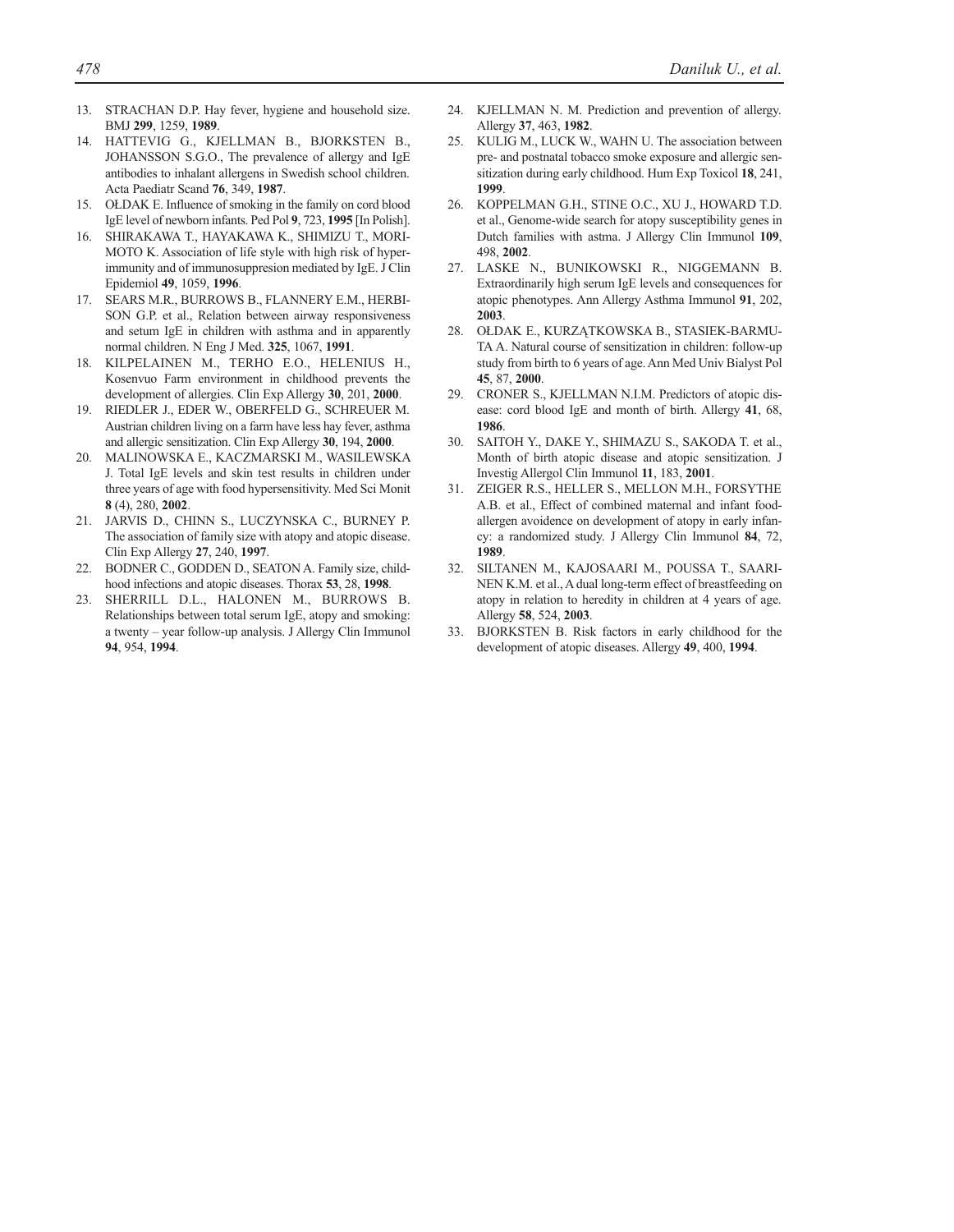13. STRACHAN D.P. Hay fever, hygiene and household size. BMJ **299**, 1259, **1989**.
14. HATTEVIG G., KJELLMAN B., BJORKSTEN B., JOHANSSON S.G.O., The prevalence of allergy and IgE antibodies to inhalant allergens in Swedish school children. Acta Paediatr Scand **76**, 349, **1987**.
15. OŁDAK E. Influence of smoking in the family on cord blood IgE level of newborn infants. Ped Pol **9**, 723, **1995** [In Polish].
16. SHIRAKAWA T., HAYAKAWA K., SHIMIZU T., MORIMOTO K. Association of life style with high risk of hyperimmunity and of immunosuppresion mediated by IgE. J Clin Epidemiol **49**, 1059, **1996**.
17. SEARS M.R., BURROWS B., FLANNERY E.M., HERBISON G.P. et al., Relation between airway responsiveness and setum IgE in children with asthma and in apparently normal children. N Eng J Med. **325**, 1067, **1991**.
18. KILPELAINEN M., TERHO E.O., HELENIUS H., Kosenvuo Farm environment in childhood prevents the development of allergies. Clin Exp Allergy **30**, 201, **2000**.
19. RIEDLER J., EDER W., OBERFELD G., SCHREUER M. Austrian children living on a farm have less hay fever, asthma and allergic sensitization. Clin Exp Allergy **30**, 194, **2000**.
20. MALINOWSKA E., KACZMARSKI M., WASILEWSKA J. Total IgE levels and skin test results in children under three years of age with food hypersensitivity. Med Sci Monit **8** (4), 280, **2002**.
21. JARVIS D., CHINN S., LUCZYNSKA C., BURNEY P. The association of family size with atopy and atopic disease. Clin Exp Allergy **27**, 240, **1997**.
22. BODNER C., GODDEN D., SEATON A. Family size, childhood infections and atopic diseases. Thorax **53**, 28, **1998**.
23. SHERRILL D.L., HALONEN M., BURROWS B. Relationships between total serum IgE, atopy and smoking: a twenty – year follow-up analysis. J Allergy Clin Immunol **94**, 954, **1994**.
24. KJELLMAN N. M. Prediction and prevention of allergy. Allergy **37**, 463, **1982**.
25. KULIG M., LUCK W., WAHN U. The association between pre- and postnatal tobacco smoke exposure and allergic sensitization during early childhood. Hum Exp Toxicol **18**, 241, **1999**.
26. KOPPELMAN G.H., STINE O.C., XU J., HOWARD T.D. et al., Genome-wide search for atopy susceptibility genes in Dutch families with astma. J Allergy Clin Immunol **109**, 498, **2002**.
27. LASKE N., BUNIKOWSKI R., NIGGEMANN B. Extraordinarily high serum IgE levels and consequences for atopic phenotypes. Ann Allergy Asthma Immunol **91**, 202, **2003**.
28. OŁDAK E., KURZĄTKOWSKA B., STASIEK-BARMUTA A. Natural course of sensitization in children: follow-up study from birth to 6 years of age. Ann Med Univ Bialyst Pol **45**, 87, **2000**.
29. CRONER S., KJELLMAN N.I.M. Predictors of atopic disease: cord blood IgE and month of birth. Allergy **41**, 68, **1986**.
30. SAITOH Y., DAKE Y., SHIMAZU S., SAKODA T. et al., Month of birth atopic disease and atopic sensitization. J Investig Allergol Clin Immunol **11**, 183, **2001**.
31. ZEIGER R.S., HELLER S., MELLON M.H., FORSYTHE A.B. et al., Effect of combined maternal and infant food-allergen avoidence on development of atopy in early infancy: a randomized study. J Allergy Clin Immunol **84**, 72, **1989**.
32. SILTANEN M., KAJOSAARI M., POUSSA T., SAARINEN K.M. et al., A dual long-term effect of breastfeeding on atopy in relation to heredity in children at 4 years of age. Allergy **58**, 524, **2003**.
33. BJORKSTEN B. Risk factors in early childhood for the development of atopic diseases. Allergy **49**, 400, **1994**.